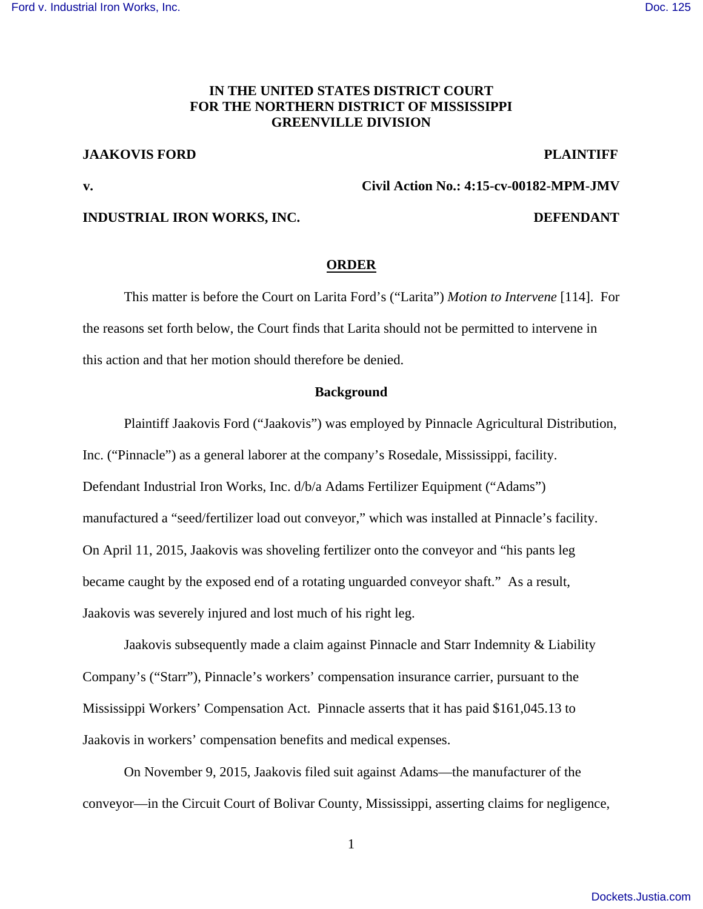**IN THE UNITED STATES DISTRICT COURT**
**FOR THE NORTHERN DISTRICT OF MISSISSIPPI**
**GREENVILLE DIVISION**

**JAAKOVIS FORD** **PLAINTIFF**

**v.** **Civil Action No.: 4:15-cv-00182-MPM-JMV**

**INDUSTRIAL IRON WORKS, INC.** **DEFENDANT**

## ORDER

This matter is before the Court on Larita Ford's ("Larita") *Motion to Intervene* [114]. For the reasons set forth below, the Court finds that Larita should not be permitted to intervene in this action and that her motion should therefore be denied.

### Background

Plaintiff Jaakovis Ford ("Jaakovis") was employed by Pinnacle Agricultural Distribution, Inc. ("Pinnacle") as a general laborer at the company's Rosedale, Mississippi, facility. Defendant Industrial Iron Works, Inc. d/b/a Adams Fertilizer Equipment ("Adams") manufactured a "seed/fertilizer load out conveyor," which was installed at Pinnacle's facility. On April 11, 2015, Jaakovis was shoveling fertilizer onto the conveyor and "his pants leg became caught by the exposed end of a rotating unguarded conveyor shaft." As a result, Jaakovis was severely injured and lost much of his right leg.

Jaakovis subsequently made a claim against Pinnacle and Starr Indemnity & Liability Company's ("Starr"), Pinnacle's workers' compensation insurance carrier, pursuant to the Mississippi Workers' Compensation Act. Pinnacle asserts that it has paid $161,045.13 to Jaakovis in workers' compensation benefits and medical expenses.

On November 9, 2015, Jaakovis filed suit against Adams—the manufacturer of the conveyor—in the Circuit Court of Bolivar County, Mississippi, asserting claims for negligence,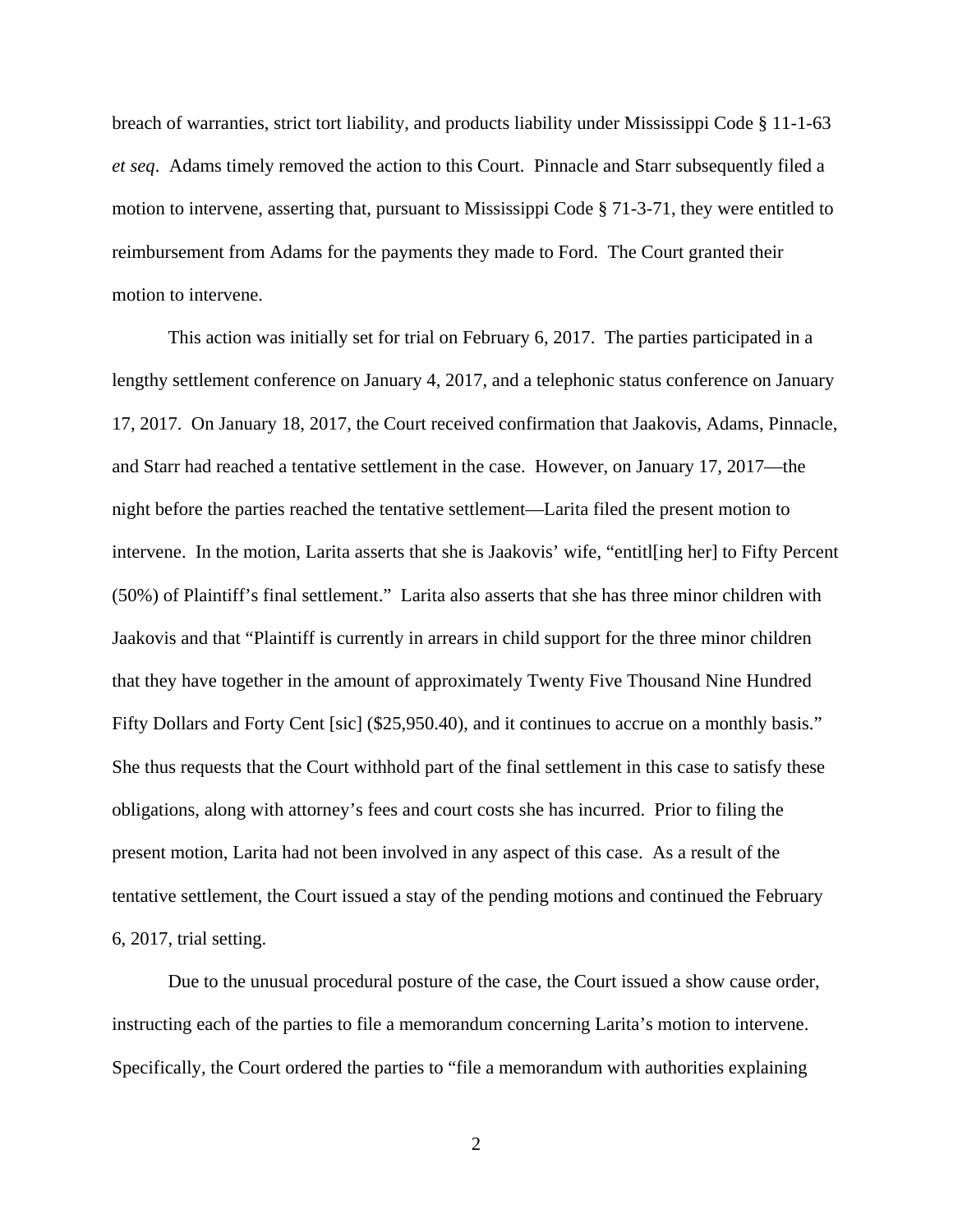breach of warranties, strict tort liability, and products liability under Mississippi Code § 11-1-63 *et seq*. Adams timely removed the action to this Court. Pinnacle and Starr subsequently filed a motion to intervene, asserting that, pursuant to Mississippi Code § 71-3-71, they were entitled to reimbursement from Adams for the payments they made to Ford. The Court granted their motion to intervene.

This action was initially set for trial on February 6, 2017. The parties participated in a lengthy settlement conference on January 4, 2017, and a telephonic status conference on January 17, 2017. On January 18, 2017, the Court received confirmation that Jaakovis, Adams, Pinnacle, and Starr had reached a tentative settlement in the case. However, on January 17, 2017—the night before the parties reached the tentative settlement—Larita filed the present motion to intervene. In the motion, Larita asserts that she is Jaakovis' wife, "entitl[ing her] to Fifty Percent (50%) of Plaintiff's final settlement." Larita also asserts that she has three minor children with Jaakovis and that "Plaintiff is currently in arrears in child support for the three minor children that they have together in the amount of approximately Twenty Five Thousand Nine Hundred Fifty Dollars and Forty Cent [sic] ($25,950.40), and it continues to accrue on a monthly basis." She thus requests that the Court withhold part of the final settlement in this case to satisfy these obligations, along with attorney's fees and court costs she has incurred. Prior to filing the present motion, Larita had not been involved in any aspect of this case. As a result of the tentative settlement, the Court issued a stay of the pending motions and continued the February 6, 2017, trial setting.

Due to the unusual procedural posture of the case, the Court issued a show cause order, instructing each of the parties to file a memorandum concerning Larita's motion to intervene. Specifically, the Court ordered the parties to "file a memorandum with authorities explaining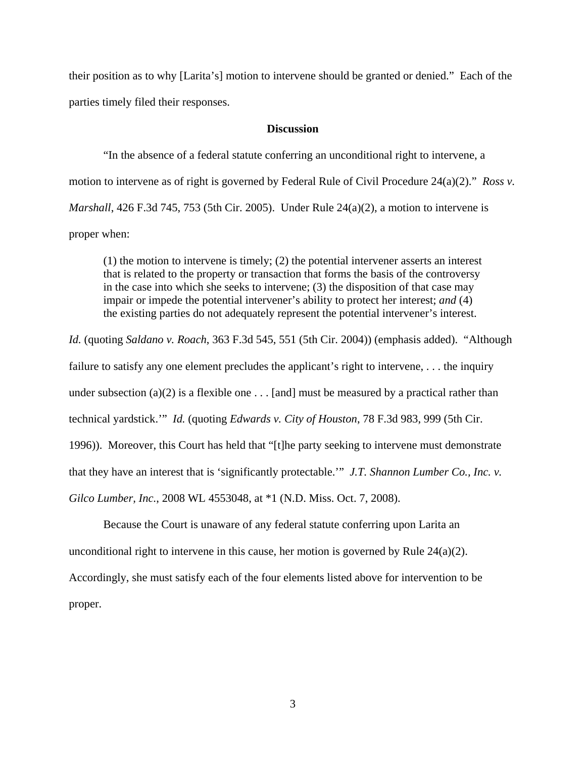their position as to why [Larita's] motion to intervene should be granted or denied." Each of the parties timely filed their responses.

**Discussion**

"In the absence of a federal statute conferring an unconditional right to intervene, a motion to intervene as of right is governed by Federal Rule of Civil Procedure 24(a)(2)." *Ross v. Marshall*, 426 F.3d 745, 753 (5th Cir. 2005). Under Rule 24(a)(2), a motion to intervene is proper when:

> (1) the motion to intervene is timely; (2) the potential intervener asserts an interest that is related to the property or transaction that forms the basis of the controversy in the case into which she seeks to intervene; (3) the disposition of that case may impair or impede the potential intervener's ability to protect her interest; *and* (4) the existing parties do not adequately represent the potential intervener's interest.

*Id.* (quoting *Saldano v. Roach*, 363 F.3d 545, 551 (5th Cir. 2004)) (emphasis added). "Although failure to satisfy any one element precludes the applicant's right to intervene, . . . the inquiry under subsection (a)(2) is a flexible one . . . [and] must be measured by a practical rather than technical yardstick.'" *Id.* (quoting *Edwards v. City of Houston*, 78 F.3d 983, 999 (5th Cir. 1996)). Moreover, this Court has held that "[t]he party seeking to intervene must demonstrate that they have an interest that is 'significantly protectable.'" *J.T. Shannon Lumber Co., Inc. v. Gilco Lumber, Inc.*, 2008 WL 4553048, at *1 (N.D. Miss. Oct. 7, 2008).

Because the Court is unaware of any federal statute conferring upon Larita an unconditional right to intervene in this cause, her motion is governed by Rule 24(a)(2). Accordingly, she must satisfy each of the four elements listed above for intervention to be proper.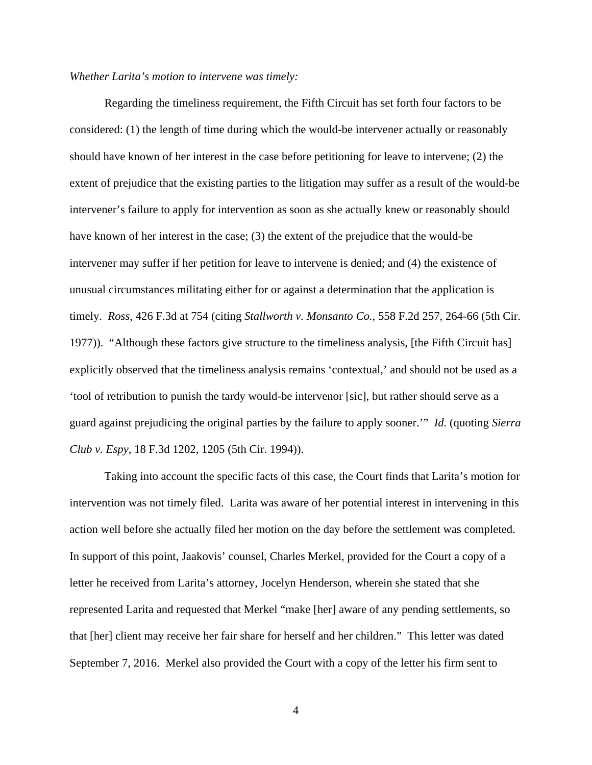*Whether Larita's motion to intervene was timely:*

Regarding the timeliness requirement, the Fifth Circuit has set forth four factors to be considered: (1) the length of time during which the would-be intervener actually or reasonably should have known of her interest in the case before petitioning for leave to intervene; (2) the extent of prejudice that the existing parties to the litigation may suffer as a result of the would-be intervener's failure to apply for intervention as soon as she actually knew or reasonably should have known of her interest in the case; (3) the extent of the prejudice that the would-be intervener may suffer if her petition for leave to intervene is denied; and (4) the existence of unusual circumstances militating either for or against a determination that the application is timely. *Ross*, 426 F.3d at 754 (citing *Stallworth v. Monsanto Co.*, 558 F.2d 257, 264-66 (5th Cir. 1977)). "Although these factors give structure to the timeliness analysis, [the Fifth Circuit has] explicitly observed that the timeliness analysis remains 'contextual,' and should not be used as a 'tool of retribution to punish the tardy would-be intervenor [sic], but rather should serve as a guard against prejudicing the original parties by the failure to apply sooner.'" *Id.* (quoting *Sierra Club v. Espy*, 18 F.3d 1202, 1205 (5th Cir. 1994)).

Taking into account the specific facts of this case, the Court finds that Larita's motion for intervention was not timely filed. Larita was aware of her potential interest in intervening in this action well before she actually filed her motion on the day before the settlement was completed. In support of this point, Jaakovis' counsel, Charles Merkel, provided for the Court a copy of a letter he received from Larita's attorney, Jocelyn Henderson, wherein she stated that she represented Larita and requested that Merkel "make [her] aware of any pending settlements, so that [her] client may receive her fair share for herself and her children." This letter was dated September 7, 2016. Merkel also provided the Court with a copy of the letter his firm sent to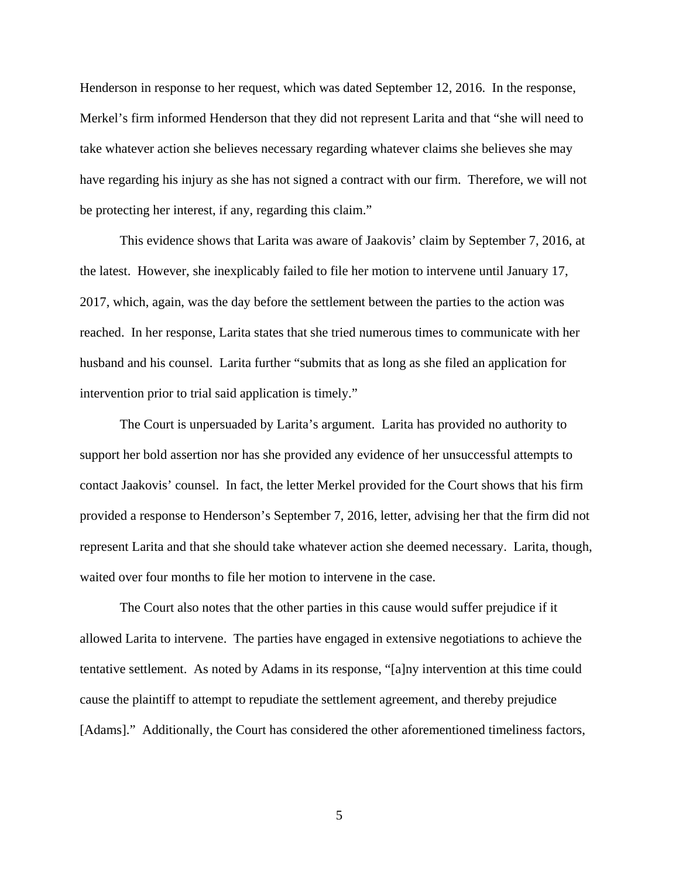Henderson in response to her request, which was dated September 12, 2016. In the response, Merkel's firm informed Henderson that they did not represent Larita and that "she will need to take whatever action she believes necessary regarding whatever claims she believes she may have regarding his injury as she has not signed a contract with our firm. Therefore, we will not be protecting her interest, if any, regarding this claim."

This evidence shows that Larita was aware of Jaakovis' claim by September 7, 2016, at the latest. However, she inexplicably failed to file her motion to intervene until January 17, 2017, which, again, was the day before the settlement between the parties to the action was reached. In her response, Larita states that she tried numerous times to communicate with her husband and his counsel. Larita further "submits that as long as she filed an application for intervention prior to trial said application is timely."

The Court is unpersuaded by Larita's argument. Larita has provided no authority to support her bold assertion nor has she provided any evidence of her unsuccessful attempts to contact Jaakovis' counsel. In fact, the letter Merkel provided for the Court shows that his firm provided a response to Henderson's September 7, 2016, letter, advising her that the firm did not represent Larita and that she should take whatever action she deemed necessary. Larita, though, waited over four months to file her motion to intervene in the case.

The Court also notes that the other parties in this cause would suffer prejudice if it allowed Larita to intervene. The parties have engaged in extensive negotiations to achieve the tentative settlement. As noted by Adams in its response, "[a]ny intervention at this time could cause the plaintiff to attempt to repudiate the settlement agreement, and thereby prejudice [Adams]." Additionally, the Court has considered the other aforementioned timeliness factors,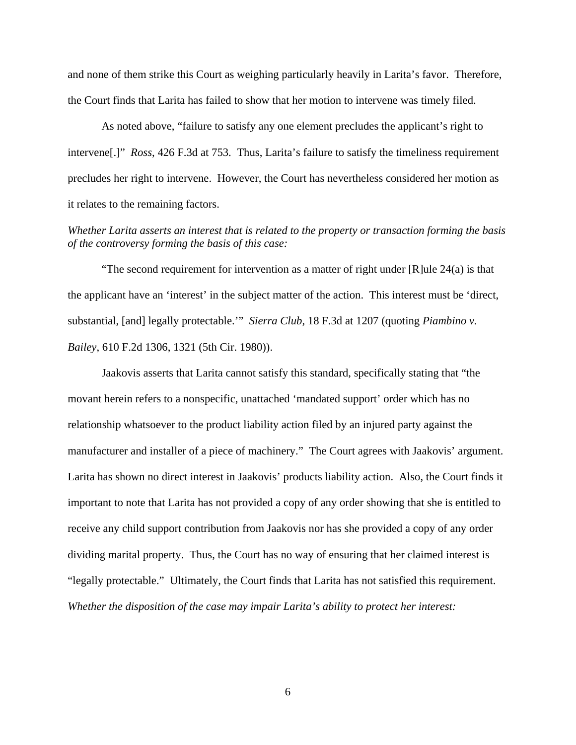and none of them strike this Court as weighing particularly heavily in Larita's favor. Therefore, the Court finds that Larita has failed to show that her motion to intervene was timely filed.

As noted above, "failure to satisfy any one element precludes the applicant's right to intervene[.]" *Ross*, 426 F.3d at 753. Thus, Larita's failure to satisfy the timeliness requirement precludes her right to intervene. However, the Court has nevertheless considered her motion as it relates to the remaining factors.

*Whether Larita asserts an interest that is related to the property or transaction forming the basis of the controversy forming the basis of this case:*

"The second requirement for intervention as a matter of right under [R]ule 24(a) is that the applicant have an 'interest' in the subject matter of the action. This interest must be 'direct, substantial, [and] legally protectable.'" *Sierra Club*, 18 F.3d at 1207 (quoting *Piambino v. Bailey*, 610 F.2d 1306, 1321 (5th Cir. 1980)).

Jaakovis asserts that Larita cannot satisfy this standard, specifically stating that "the movant herein refers to a nonspecific, unattached 'mandated support' order which has no relationship whatsoever to the product liability action filed by an injured party against the manufacturer and installer of a piece of machinery." The Court agrees with Jaakovis' argument. Larita has shown no direct interest in Jaakovis' products liability action. Also, the Court finds it important to note that Larita has not provided a copy of any order showing that she is entitled to receive any child support contribution from Jaakovis nor has she provided a copy of any order dividing marital property. Thus, the Court has no way of ensuring that her claimed interest is "legally protectable." Ultimately, the Court finds that Larita has not satisfied this requirement.

*Whether the disposition of the case may impair Larita's ability to protect her interest:*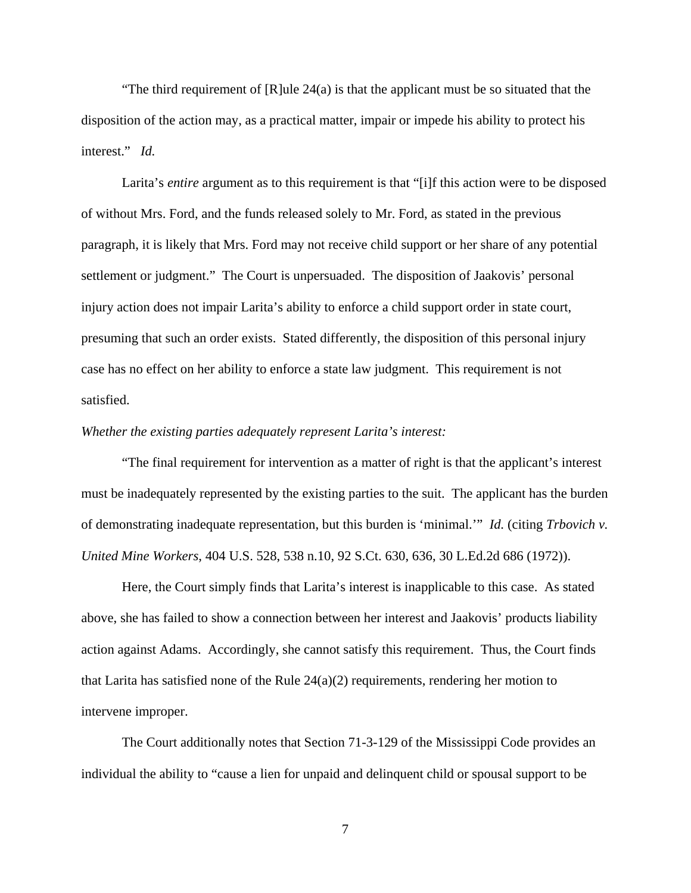"The third requirement of [R]ule 24(a) is that the applicant must be so situated that the disposition of the action may, as a practical matter, impair or impede his ability to protect his interest." *Id.*

Larita's *entire* argument as to this requirement is that "[i]f this action were to be disposed of without Mrs. Ford, and the funds released solely to Mr. Ford, as stated in the previous paragraph, it is likely that Mrs. Ford may not receive child support or her share of any potential settlement or judgment." The Court is unpersuaded. The disposition of Jaakovis' personal injury action does not impair Larita's ability to enforce a child support order in state court, presuming that such an order exists. Stated differently, the disposition of this personal injury case has no effect on her ability to enforce a state law judgment. This requirement is not satisfied.

*Whether the existing parties adequately represent Larita's interest:*

"The final requirement for intervention as a matter of right is that the applicant's interest must be inadequately represented by the existing parties to the suit. The applicant has the burden of demonstrating inadequate representation, but this burden is 'minimal.'" *Id.* (citing *Trbovich v. United Mine Workers*, 404 U.S. 528, 538 n.10, 92 S.Ct. 630, 636, 30 L.Ed.2d 686 (1972)).

Here, the Court simply finds that Larita's interest is inapplicable to this case. As stated above, she has failed to show a connection between her interest and Jaakovis' products liability action against Adams. Accordingly, she cannot satisfy this requirement. Thus, the Court finds that Larita has satisfied none of the Rule 24(a)(2) requirements, rendering her motion to intervene improper.

The Court additionally notes that Section 71-3-129 of the Mississippi Code provides an individual the ability to "cause a lien for unpaid and delinquent child or spousal support to be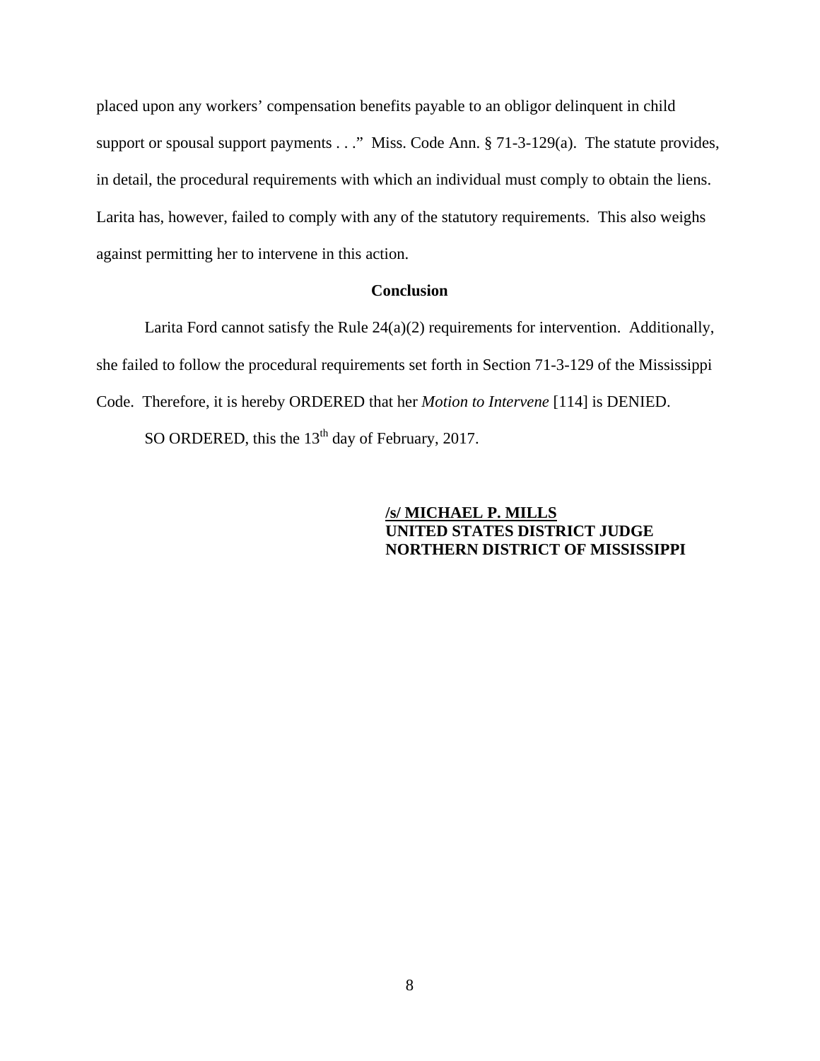placed upon any workers' compensation benefits payable to an obligor delinquent in child support or spousal support payments . . ." Miss. Code Ann. § 71-3-129(a). The statute provides, in detail, the procedural requirements with which an individual must comply to obtain the liens. Larita has, however, failed to comply with any of the statutory requirements. This also weighs against permitting her to intervene in this action.

## Conclusion

Larita Ford cannot satisfy the Rule 24(a)(2) requirements for intervention. Additionally, she failed to follow the procedural requirements set forth in Section 71-3-129 of the Mississippi Code. Therefore, it is hereby ORDERED that her *Motion to Intervene* [114] is DENIED.

SO ORDERED, this the 13th day of February, 2017.

**/s/ MICHAEL P. MILLS**
**UNITED STATES DISTRICT JUDGE**
**NORTHERN DISTRICT OF MISSISSIPPI**